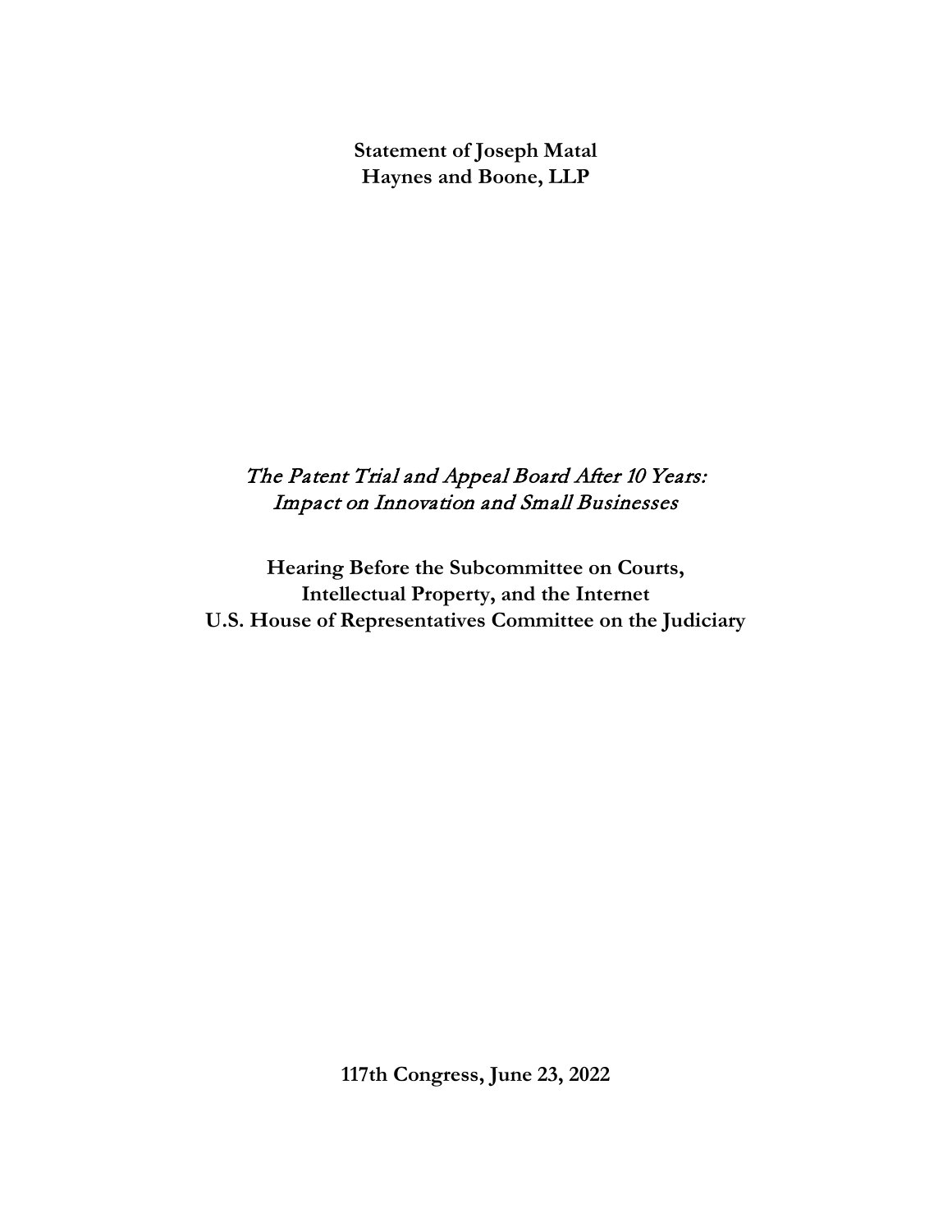**Statement of Joseph Matal**
**Haynes and Boone, LLP**

*The Patent Trial and Appeal Board After 10 Years:*
*Impact on Innovation and Small Businesses*

**Hearing Before the Subcommittee on Courts,**
**Intellectual Property, and the Internet**
**U.S. House of Representatives Committee on the Judiciary**

**117th Congress, June 23, 2022**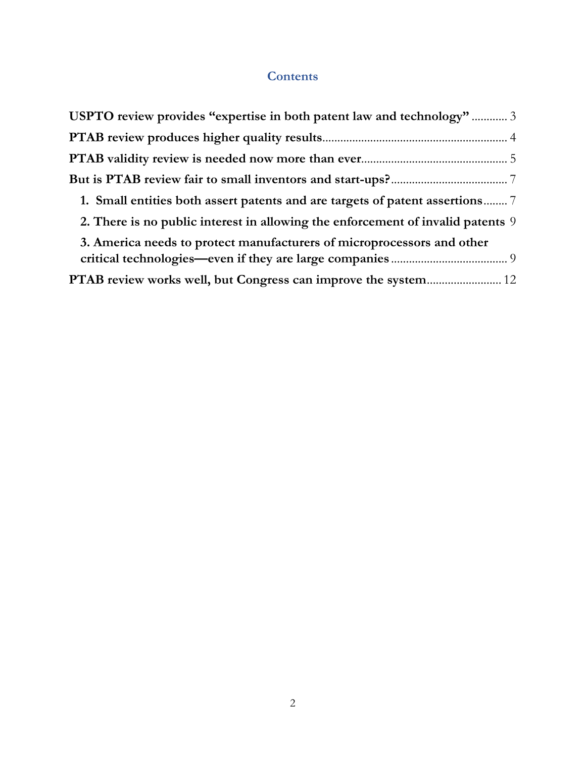## Contents

**USPTO review provides "expertise in both patent law and technology"** ............ 3

**PTAB review produces higher quality results** ............ 4

**PTAB validity review is needed now more than ever** ............ 5

**But is PTAB review fair to small inventors and start-ups?** ............ 7

- **1. Small entities both assert patents and are targets of patent assertions** ........ 7
- **2. There is no public interest in allowing the enforcement of invalid patents** 9
- **3. America needs to protect manufacturers of microprocessors and other critical technologies—even if they are large companies** ............ 9

**PTAB review works well, but Congress can improve the system** ............ 12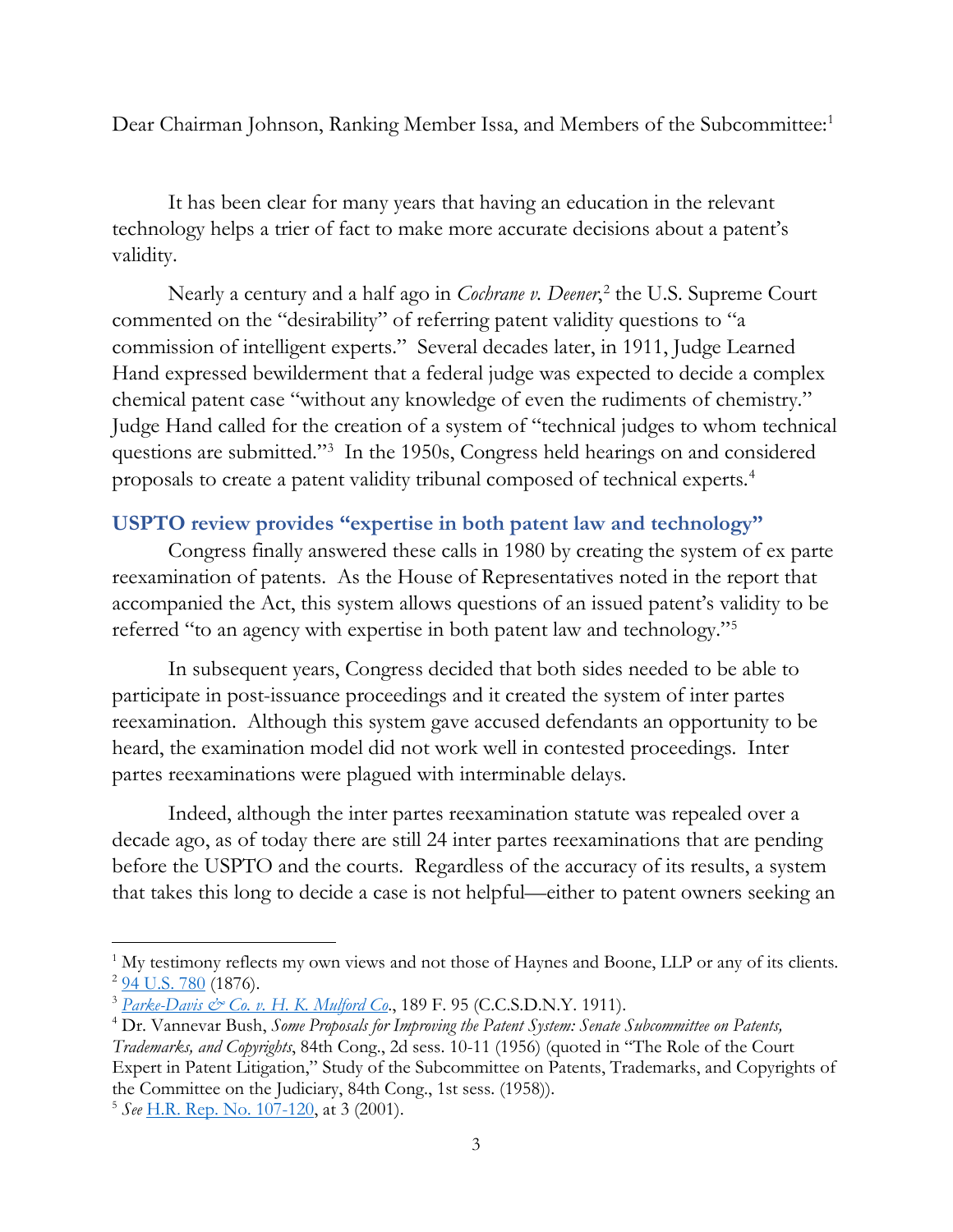Dear Chairman Johnson, Ranking Member Issa, and Members of the Subcommittee:[1]

It has been clear for many years that having an education in the relevant technology helps a trier of fact to make more accurate decisions about a patent's validity.

Nearly a century and a half ago in *Cochrane v. Deener*,[2] the U.S. Supreme Court commented on the "desirability" of referring patent validity questions to "a commission of intelligent experts." Several decades later, in 1911, Judge Learned Hand expressed bewilderment that a federal judge was expected to decide a complex chemical patent case "without any knowledge of even the rudiments of chemistry." Judge Hand called for the creation of a system of "technical judges to whom technical questions are submitted."[3] In the 1950s, Congress held hearings on and considered proposals to create a patent validity tribunal composed of technical experts.[4]

## USPTO review provides "expertise in both patent law and technology"

Congress finally answered these calls in 1980 by creating the system of ex parte reexamination of patents. As the House of Representatives noted in the report that accompanied the Act, this system allows questions of an issued patent's validity to be referred "to an agency with expertise in both patent law and technology."[5]

In subsequent years, Congress decided that both sides needed to be able to participate in post-issuance proceedings and it created the system of inter partes reexamination. Although this system gave accused defendants an opportunity to be heard, the examination model did not work well in contested proceedings. Inter partes reexaminations were plagued with interminable delays.

Indeed, although the inter partes reexamination statute was repealed over a decade ago, as of today there are still 24 inter partes reexaminations that are pending before the USPTO and the courts. Regardless of the accuracy of its results, a system that takes this long to decide a case is not helpful—either to patent owners seeking an

---

[1] My testimony reflects my own views and not those of Haynes and Boone, LLP or any of its clients.

[2] 94 U.S. 780 (1876).

[3] *Parke-Davis & Co. v. H. K. Mulford Co*., 189 F. 95 (C.C.S.D.N.Y. 1911).

[4] Dr. Vannevar Bush, *Some Proposals for Improving the Patent System: Senate Subcommittee on Patents, Trademarks, and Copyrights*, 84th Cong., 2d sess. 10-11 (1956) (quoted in "The Role of the Court Expert in Patent Litigation," Study of the Subcommittee on Patents, Trademarks, and Copyrights of the Committee on the Judiciary, 84th Cong., 1st sess. (1958)).

[5] *See* H.R. Rep. No. 107-120, at 3 (2001).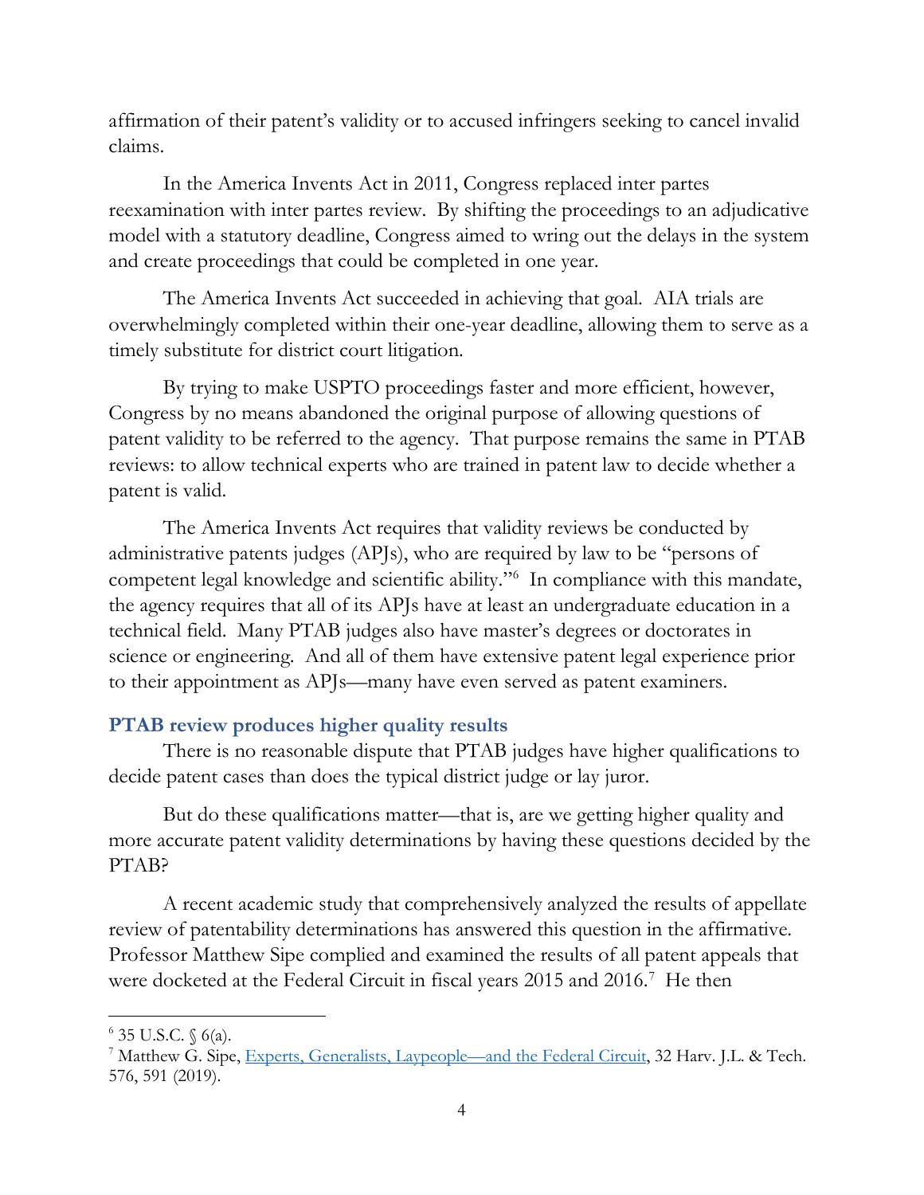affirmation of their patent's validity or to accused infringers seeking to cancel invalid claims.

In the America Invents Act in 2011, Congress replaced inter partes reexamination with inter partes review. By shifting the proceedings to an adjudicative model with a statutory deadline, Congress aimed to wring out the delays in the system and create proceedings that could be completed in one year.

The America Invents Act succeeded in achieving that goal. AIA trials are overwhelmingly completed within their one-year deadline, allowing them to serve as a timely substitute for district court litigation.

By trying to make USPTO proceedings faster and more efficient, however, Congress by no means abandoned the original purpose of allowing questions of patent validity to be referred to the agency. That purpose remains the same in PTAB reviews: to allow technical experts who are trained in patent law to decide whether a patent is valid.

The America Invents Act requires that validity reviews be conducted by administrative patents judges (APJs), who are required by law to be "persons of competent legal knowledge and scientific ability."[6] In compliance with this mandate, the agency requires that all of its APJs have at least an undergraduate education in a technical field. Many PTAB judges also have master's degrees or doctorates in science or engineering. And all of them have extensive patent legal experience prior to their appointment as APJs—many have even served as patent examiners.

### PTAB review produces higher quality results

There is no reasonable dispute that PTAB judges have higher qualifications to decide patent cases than does the typical district judge or lay juror.

But do these qualifications matter—that is, are we getting higher quality and more accurate patent validity determinations by having these questions decided by the PTAB?

A recent academic study that comprehensively analyzed the results of appellate review of patentability determinations has answered this question in the affirmative. Professor Matthew Sipe complied and examined the results of all patent appeals that were docketed at the Federal Circuit in fiscal years 2015 and 2016.[7] He then

---

[6] 35 U.S.C. § 6(a).

[7] Matthew G. Sipe, Experts, Generalists, Laypeople—and the Federal Circuit, 32 Harv. J.L. & Tech. 576, 591 (2019).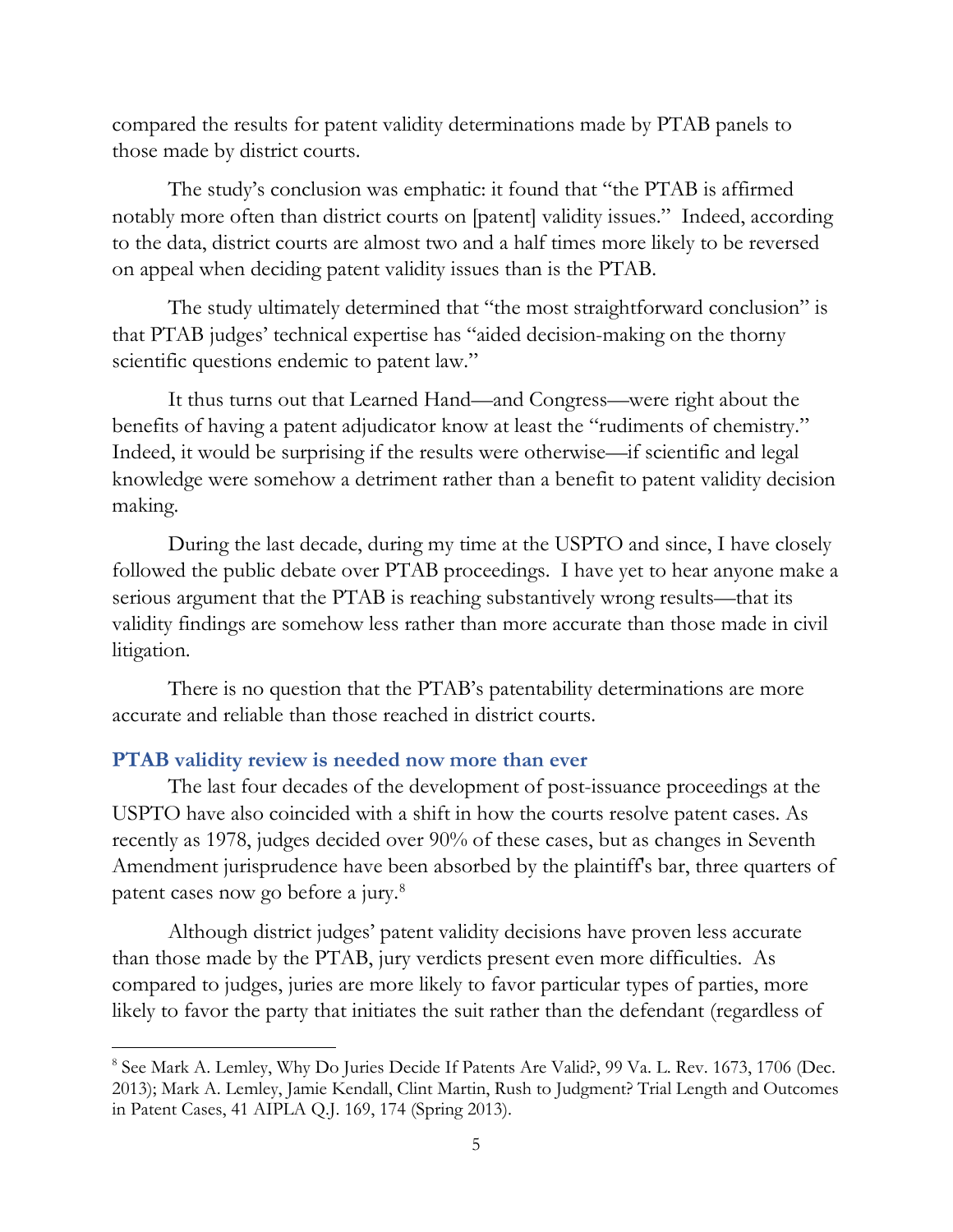compared the results for patent validity determinations made by PTAB panels to those made by district courts.

The study's conclusion was emphatic: it found that "the PTAB is affirmed notably more often than district courts on [patent] validity issues." Indeed, according to the data, district courts are almost two and a half times more likely to be reversed on appeal when deciding patent validity issues than is the PTAB.

The study ultimately determined that "the most straightforward conclusion" is that PTAB judges' technical expertise has "aided decision-making on the thorny scientific questions endemic to patent law."

It thus turns out that Learned Hand—and Congress—were right about the benefits of having a patent adjudicator know at least the "rudiments of chemistry." Indeed, it would be surprising if the results were otherwise—if scientific and legal knowledge were somehow a detriment rather than a benefit to patent validity decision making.

During the last decade, during my time at the USPTO and since, I have closely followed the public debate over PTAB proceedings. I have yet to hear anyone make a serious argument that the PTAB is reaching substantively wrong results—that its validity findings are somehow less rather than more accurate than those made in civil litigation.

There is no question that the PTAB's patentability determinations are more accurate and reliable than those reached in district courts.

## PTAB validity review is needed now more than ever

The last four decades of the development of post-issuance proceedings at the USPTO have also coincided with a shift in how the courts resolve patent cases. As recently as 1978, judges decided over 90% of these cases, but as changes in Seventh Amendment jurisprudence have been absorbed by the plaintiff's bar, three quarters of patent cases now go before a jury.[8]

Although district judges' patent validity decisions have proven less accurate than those made by the PTAB, jury verdicts present even more difficulties. As compared to judges, juries are more likely to favor particular types of parties, more likely to favor the party that initiates the suit rather than the defendant (regardless of

[8] See Mark A. Lemley, Why Do Juries Decide If Patents Are Valid?, 99 Va. L. Rev. 1673, 1706 (Dec. 2013); Mark A. Lemley, Jamie Kendall, Clint Martin, Rush to Judgment? Trial Length and Outcomes in Patent Cases, 41 AIPLA Q.J. 169, 174 (Spring 2013).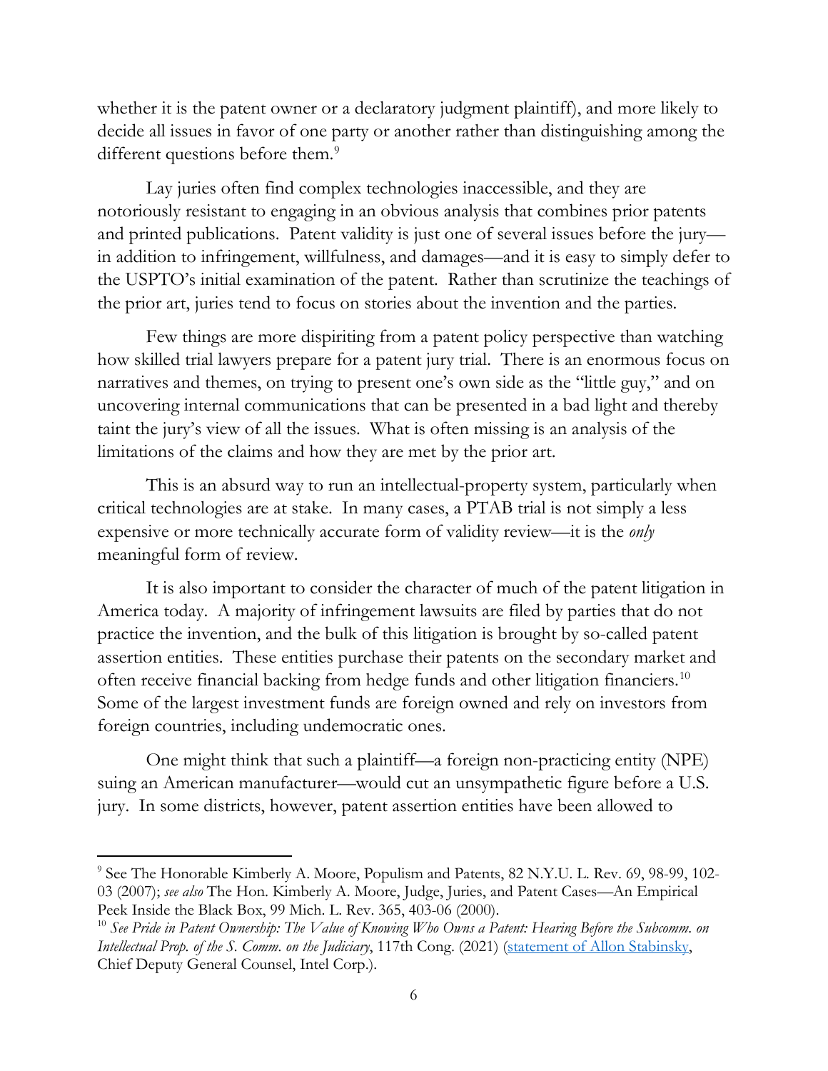whether it is the patent owner or a declaratory judgment plaintiff), and more likely to decide all issues in favor of one party or another rather than distinguishing among the different questions before them.[9]

Lay juries often find complex technologies inaccessible, and they are notoriously resistant to engaging in an obvious analysis that combines prior patents and printed publications. Patent validity is just one of several issues before the jury—in addition to infringement, willfulness, and damages—and it is easy to simply defer to the USPTO's initial examination of the patent. Rather than scrutinize the teachings of the prior art, juries tend to focus on stories about the invention and the parties.

Few things are more dispiriting from a patent policy perspective than watching how skilled trial lawyers prepare for a patent jury trial. There is an enormous focus on narratives and themes, on trying to present one's own side as the "little guy," and on uncovering internal communications that can be presented in a bad light and thereby taint the jury's view of all the issues. What is often missing is an analysis of the limitations of the claims and how they are met by the prior art.

This is an absurd way to run an intellectual-property system, particularly when critical technologies are at stake. In many cases, a PTAB trial is not simply a less expensive or more technically accurate form of validity review—it is the *only* meaningful form of review.

It is also important to consider the character of much of the patent litigation in America today. A majority of infringement lawsuits are filed by parties that do not practice the invention, and the bulk of this litigation is brought by so-called patent assertion entities. These entities purchase their patents on the secondary market and often receive financial backing from hedge funds and other litigation financiers.[10] Some of the largest investment funds are foreign owned and rely on investors from foreign countries, including undemocratic ones.

One might think that such a plaintiff—a foreign non-practicing entity (NPE) suing an American manufacturer—would cut an unsympathetic figure before a U.S. jury. In some districts, however, patent assertion entities have been allowed to

---

[9] See The Honorable Kimberly A. Moore, Populism and Patents, 82 N.Y.U. L. Rev. 69, 98-99, 102-03 (2007); *see also* The Hon. Kimberly A. Moore, Judge, Juries, and Patent Cases—An Empirical Peek Inside the Black Box, 99 Mich. L. Rev. 365, 403-06 (2000).

[10] *See Pride in Patent Ownership: The Value of Knowing Who Owns a Patent: Hearing Before the Subcomm. on Intellectual Prop. of the S. Comm. on the Judiciary*, 117th Cong. (2021) (statement of Allon Stabinsky, Chief Deputy General Counsel, Intel Corp.).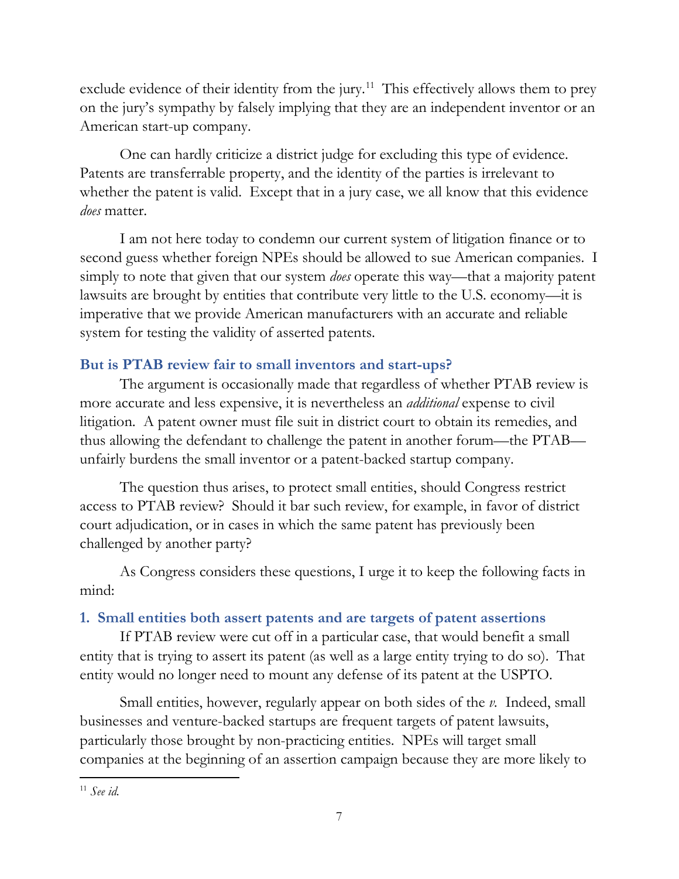exclude evidence of their identity from the jury.[11] This effectively allows them to prey on the jury's sympathy by falsely implying that they are an independent inventor or an American start-up company.

One can hardly criticize a district judge for excluding this type of evidence. Patents are transferrable property, and the identity of the parties is irrelevant to whether the patent is valid. Except that in a jury case, we all know that this evidence *does* matter.

I am not here today to condemn our current system of litigation finance or to second guess whether foreign NPEs should be allowed to sue American companies. I simply to note that given that our system *does* operate this way—that a majority patent lawsuits are brought by entities that contribute very little to the U.S. economy—it is imperative that we provide American manufacturers with an accurate and reliable system for testing the validity of asserted patents.

### But is PTAB review fair to small inventors and start-ups?

The argument is occasionally made that regardless of whether PTAB review is more accurate and less expensive, it is nevertheless an *additional* expense to civil litigation. A patent owner must file suit in district court to obtain its remedies, and thus allowing the defendant to challenge the patent in another forum—the PTAB—unfairly burdens the small inventor or a patent-backed startup company.

The question thus arises, to protect small entities, should Congress restrict access to PTAB review? Should it bar such review, for example, in favor of district court adjudication, or in cases in which the same patent has previously been challenged by another party?

As Congress considers these questions, I urge it to keep the following facts in mind:

### 1. Small entities both assert patents and are targets of patent assertions

If PTAB review were cut off in a particular case, that would benefit a small entity that is trying to assert its patent (as well as a large entity trying to do so). That entity would no longer need to mount any defense of its patent at the USPTO.

Small entities, however, regularly appear on both sides of the *v.* Indeed, small businesses and venture-backed startups are frequent targets of patent lawsuits, particularly those brought by non-practicing entities. NPEs will target small companies at the beginning of an assertion campaign because they are more likely to

[11] *See id.*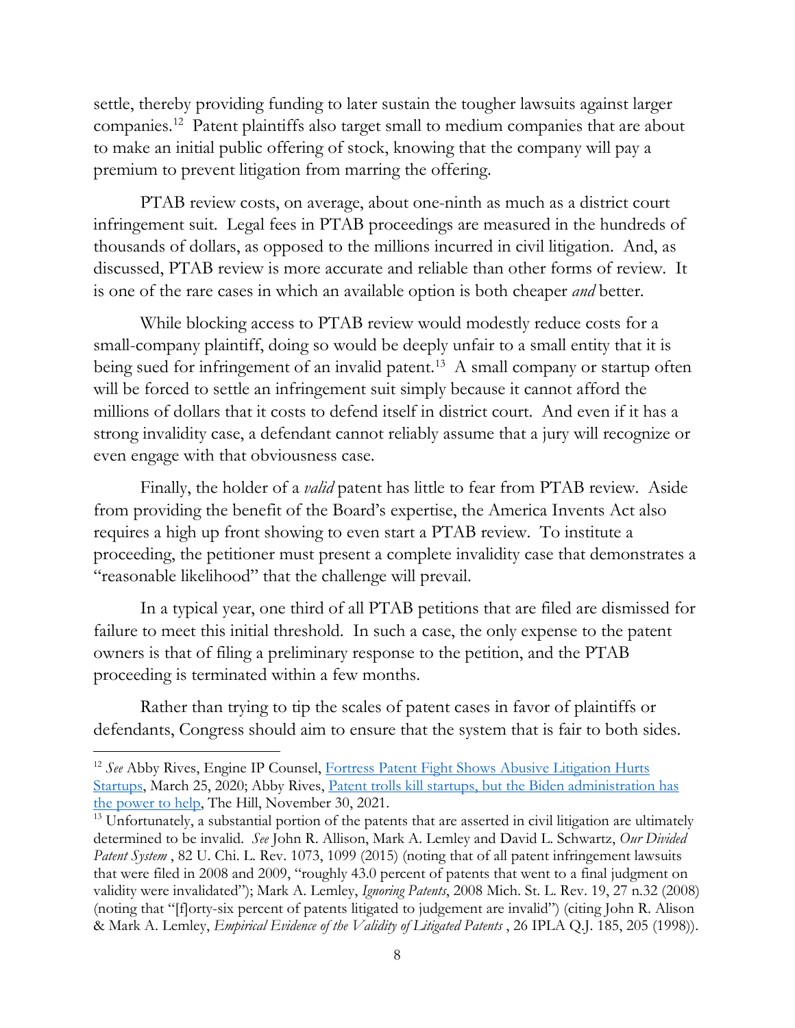settle, thereby providing funding to later sustain the tougher lawsuits against larger companies.[12] Patent plaintiffs also target small to medium companies that are about to make an initial public offering of stock, knowing that the company will pay a premium to prevent litigation from marring the offering.

PTAB review costs, on average, about one-ninth as much as a district court infringement suit. Legal fees in PTAB proceedings are measured in the hundreds of thousands of dollars, as opposed to the millions incurred in civil litigation. And, as discussed, PTAB review is more accurate and reliable than other forms of review. It is one of the rare cases in which an available option is both cheaper *and* better.

While blocking access to PTAB review would modestly reduce costs for a small-company plaintiff, doing so would be deeply unfair to a small entity that it is being sued for infringement of an invalid patent.[13] A small company or startup often will be forced to settle an infringement suit simply because it cannot afford the millions of dollars that it costs to defend itself in district court. And even if it has a strong invalidity case, a defendant cannot reliably assume that a jury will recognize or even engage with that obviousness case.

Finally, the holder of a *valid* patent has little to fear from PTAB review. Aside from providing the benefit of the Board's expertise, the America Invents Act also requires a high up front showing to even start a PTAB review. To institute a proceeding, the petitioner must present a complete invalidity case that demonstrates a "reasonable likelihood" that the challenge will prevail.

In a typical year, one third of all PTAB petitions that are filed are dismissed for failure to meet this initial threshold. In such a case, the only expense to the patent owners is that of filing a preliminary response to the petition, and the PTAB proceeding is terminated within a few months.

Rather than trying to tip the scales of patent cases in favor of plaintiffs or defendants, Congress should aim to ensure that the system that is fair to both sides.

---

[12] *See* Abby Rives, Engine IP Counsel, [Fortress Patent Fight Shows Abusive Litigation Hurts Startups](), March 25, 2020; Abby Rives, [Patent trolls kill startups, but the Biden administration has the power to help](), The Hill, November 30, 2021.

[13] Unfortunately, a substantial portion of the patents that are asserted in civil litigation are ultimately determined to be invalid. *See* John R. Allison, Mark A. Lemley and David L. Schwartz, *Our Divided Patent System* , 82 U. Chi. L. Rev. 1073, 1099 (2015) (noting that of all patent infringement lawsuits that were filed in 2008 and 2009, "roughly 43.0 percent of patents that went to a final judgment on validity were invalidated"); Mark A. Lemley, *Ignoring Patents*, 2008 Mich. St. L. Rev. 19, 27 n.32 (2008) (noting that "[f]orty-six percent of patents litigated to judgement are invalid") (citing John R. Alison & Mark A. Lemley, *Empirical Evidence of the Validity of Litigated Patents* , 26 IPLA Q.J. 185, 205 (1998)).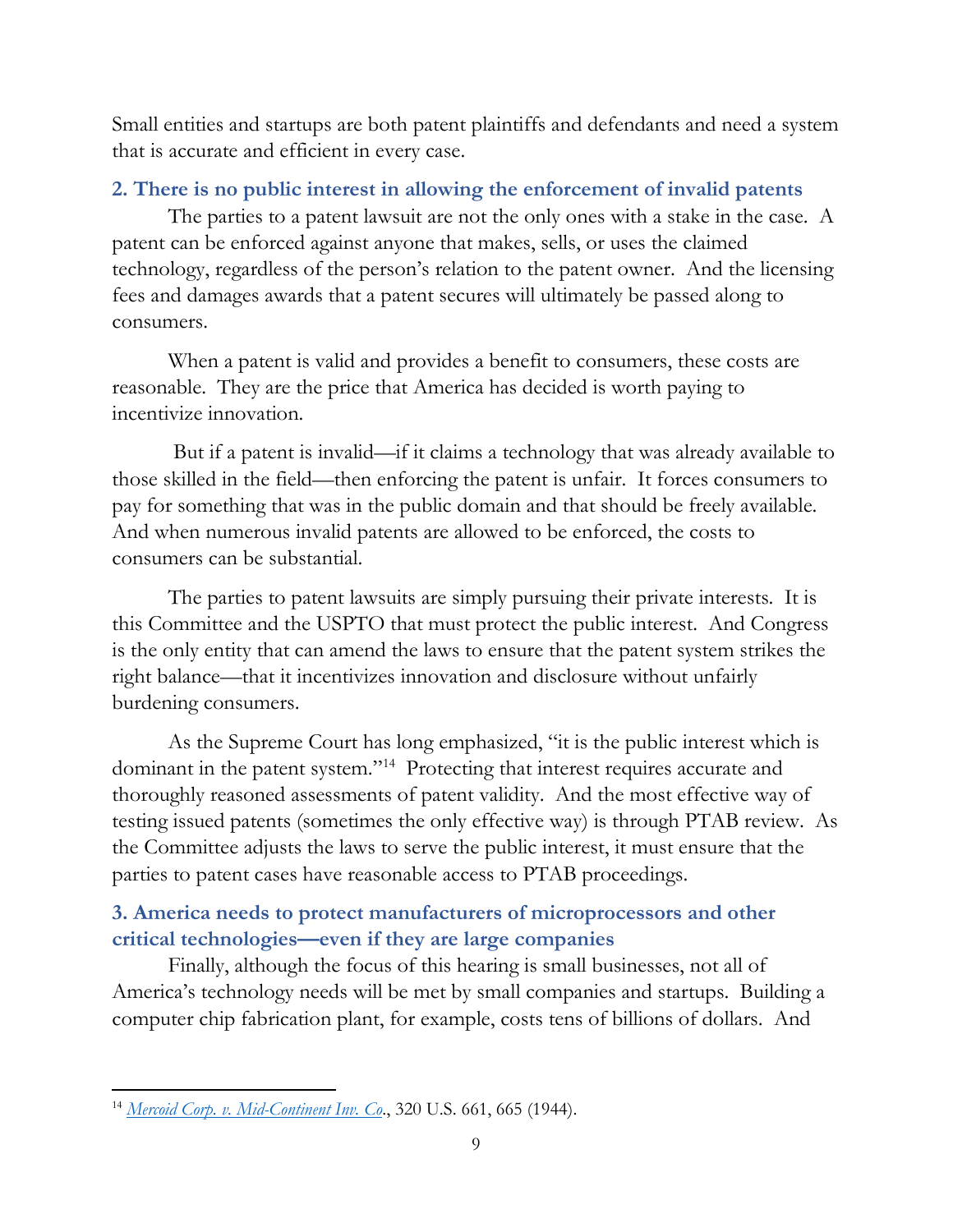Small entities and startups are both patent plaintiffs and defendants and need a system that is accurate and efficient in every case.

### 2. There is no public interest in allowing the enforcement of invalid patents

The parties to a patent lawsuit are not the only ones with a stake in the case. A patent can be enforced against anyone that makes, sells, or uses the claimed technology, regardless of the person's relation to the patent owner. And the licensing fees and damages awards that a patent secures will ultimately be passed along to consumers.

When a patent is valid and provides a benefit to consumers, these costs are reasonable. They are the price that America has decided is worth paying to incentivize innovation.

But if a patent is invalid—if it claims a technology that was already available to those skilled in the field—then enforcing the patent is unfair. It forces consumers to pay for something that was in the public domain and that should be freely available. And when numerous invalid patents are allowed to be enforced, the costs to consumers can be substantial.

The parties to patent lawsuits are simply pursuing their private interests. It is this Committee and the USPTO that must protect the public interest. And Congress is the only entity that can amend the laws to ensure that the patent system strikes the right balance—that it incentivizes innovation and disclosure without unfairly burdening consumers.

As the Supreme Court has long emphasized, "it is the public interest which is dominant in the patent system."[14] Protecting that interest requires accurate and thoroughly reasoned assessments of patent validity. And the most effective way of testing issued patents (sometimes the only effective way) is through PTAB review. As the Committee adjusts the laws to serve the public interest, it must ensure that the parties to patent cases have reasonable access to PTAB proceedings.

### 3. America needs to protect manufacturers of microprocessors and other critical technologies—even if they are large companies

Finally, although the focus of this hearing is small businesses, not all of America's technology needs will be met by small companies and startups. Building a computer chip fabrication plant, for example, costs tens of billions of dollars. And

---

[14] *Mercoid Corp. v. Mid-Continent Inv. Co.*, 320 U.S. 661, 665 (1944).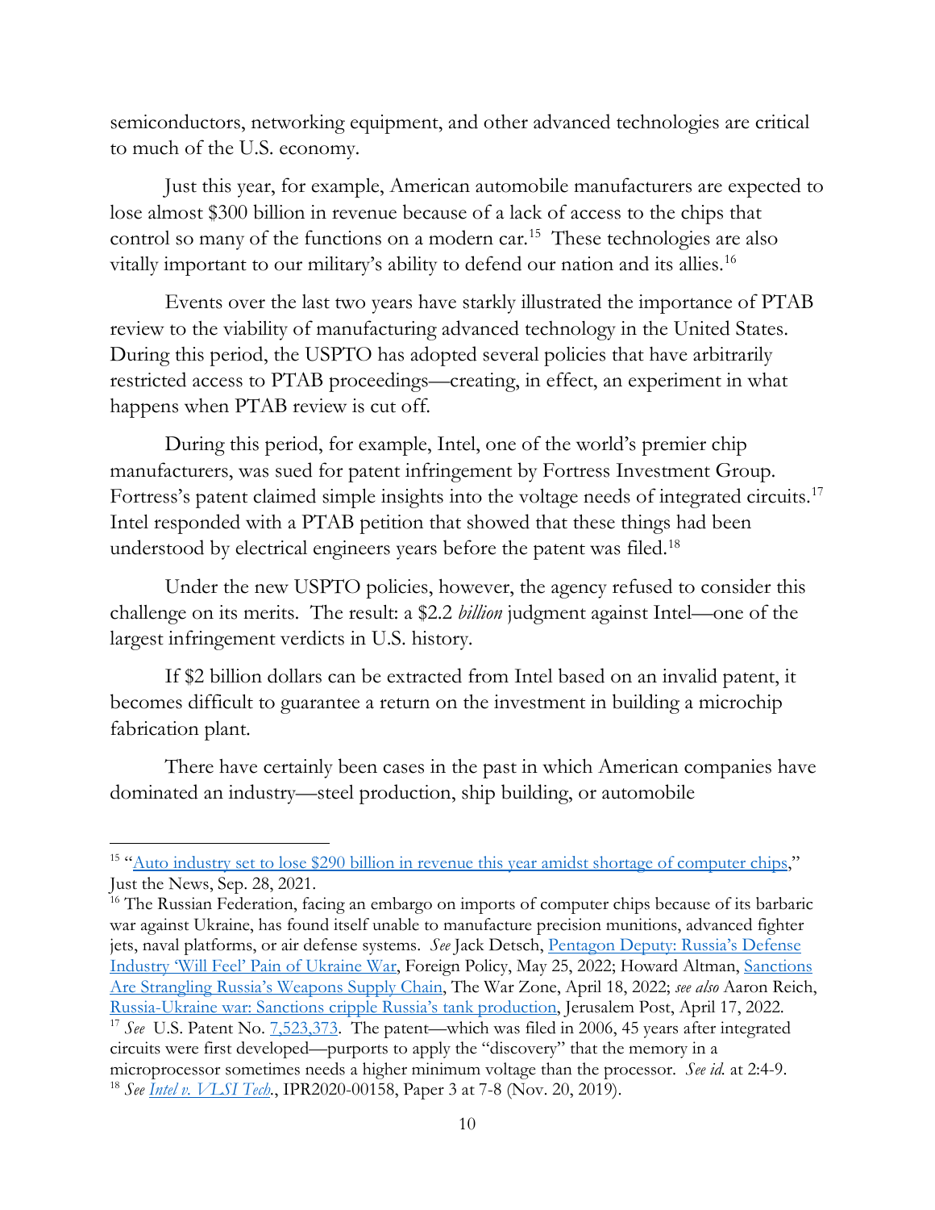semiconductors, networking equipment, and other advanced technologies are critical to much of the U.S. economy.

Just this year, for example, American automobile manufacturers are expected to lose almost $300 billion in revenue because of a lack of access to the chips that control so many of the functions on a modern car.[15] These technologies are also vitally important to our military's ability to defend our nation and its allies.[16]

Events over the last two years have starkly illustrated the importance of PTAB review to the viability of manufacturing advanced technology in the United States. During this period, the USPTO has adopted several policies that have arbitrarily restricted access to PTAB proceedings—creating, in effect, an experiment in what happens when PTAB review is cut off.

During this period, for example, Intel, one of the world's premier chip manufacturers, was sued for patent infringement by Fortress Investment Group. Fortress's patent claimed simple insights into the voltage needs of integrated circuits.[17] Intel responded with a PTAB petition that showed that these things had been understood by electrical engineers years before the patent was filed.[18]

Under the new USPTO policies, however, the agency refused to consider this challenge on its merits. The result: a $2.2 *billion* judgment against Intel—one of the largest infringement verdicts in U.S. history.

If $2 billion dollars can be extracted from Intel based on an invalid patent, it becomes difficult to guarantee a return on the investment in building a microchip fabrication plant.

There have certainly been cases in the past in which American companies have dominated an industry—steel production, ship building, or automobile

---

[15] "Auto industry set to lose $290 billion in revenue this year amidst shortage of computer chips," Just the News, Sep. 28, 2021.

[16] The Russian Federation, facing an embargo on imports of computer chips because of its barbaric war against Ukraine, has found itself unable to manufacture precision munitions, advanced fighter jets, naval platforms, or air defense systems. *See* Jack Detsch, Pentagon Deputy: Russia's Defense Industry 'Will Feel' Pain of Ukraine War, Foreign Policy, May 25, 2022; Howard Altman, Sanctions Are Strangling Russia's Weapons Supply Chain, The War Zone, April 18, 2022; *see also* Aaron Reich, Russia-Ukraine war: Sanctions cripple Russia's tank production, Jerusalem Post, April 17, 2022.

[17] *See* U.S. Patent No. 7,523,373. The patent—which was filed in 2006, 45 years after integrated circuits were first developed—purports to apply the "discovery" that the memory in a microprocessor sometimes needs a higher minimum voltage than the processor. *See id.* at 2:4-9.

[18] *See Intel v. VLSI Tech.*, IPR2020-00158, Paper 3 at 7-8 (Nov. 20, 2019).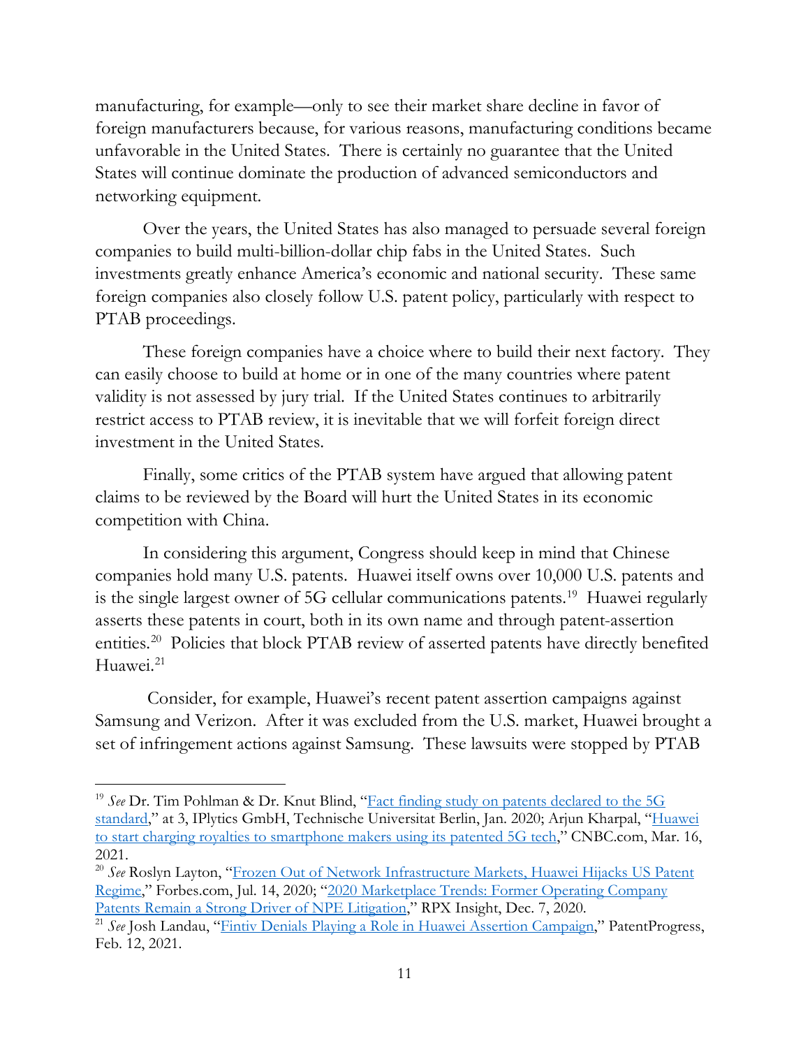manufacturing, for example—only to see their market share decline in favor of foreign manufacturers because, for various reasons, manufacturing conditions became unfavorable in the United States. There is certainly no guarantee that the United States will continue dominate the production of advanced semiconductors and networking equipment.

Over the years, the United States has also managed to persuade several foreign companies to build multi-billion-dollar chip fabs in the United States. Such investments greatly enhance America's economic and national security. These same foreign companies also closely follow U.S. patent policy, particularly with respect to PTAB proceedings.

These foreign companies have a choice where to build their next factory. They can easily choose to build at home or in one of the many countries where patent validity is not assessed by jury trial. If the United States continues to arbitrarily restrict access to PTAB review, it is inevitable that we will forfeit foreign direct investment in the United States.

Finally, some critics of the PTAB system have argued that allowing patent claims to be reviewed by the Board will hurt the United States in its economic competition with China.

In considering this argument, Congress should keep in mind that Chinese companies hold many U.S. patents. Huawei itself owns over 10,000 U.S. patents and is the single largest owner of 5G cellular communications patents.[19] Huawei regularly asserts these patents in court, both in its own name and through patent-assertion entities.[20] Policies that block PTAB review of asserted patents have directly benefited Huawei.[21]

Consider, for example, Huawei's recent patent assertion campaigns against Samsung and Verizon. After it was excluded from the U.S. market, Huawei brought a set of infringement actions against Samsung. These lawsuits were stopped by PTAB

---

[19] *See* Dr. Tim Pohlman & Dr. Knut Blind, "Fact finding study on patents declared to the 5G standard," at 3, IPlytics GmbH, Technische Universitat Berlin, Jan. 2020; Arjun Kharpal, "Huawei to start charging royalties to smartphone makers using its patented 5G tech," CNBC.com, Mar. 16, 2021.

[20] *See* Roslyn Layton, "Frozen Out of Network Infrastructure Markets, Huawei Hijacks US Patent Regime," Forbes.com, Jul. 14, 2020; "2020 Marketplace Trends: Former Operating Company Patents Remain a Strong Driver of NPE Litigation," RPX Insight, Dec. 7, 2020.

[21] *See* Josh Landau, "Fintiv Denials Playing a Role in Huawei Assertion Campaign," PatentProgress, Feb. 12, 2021.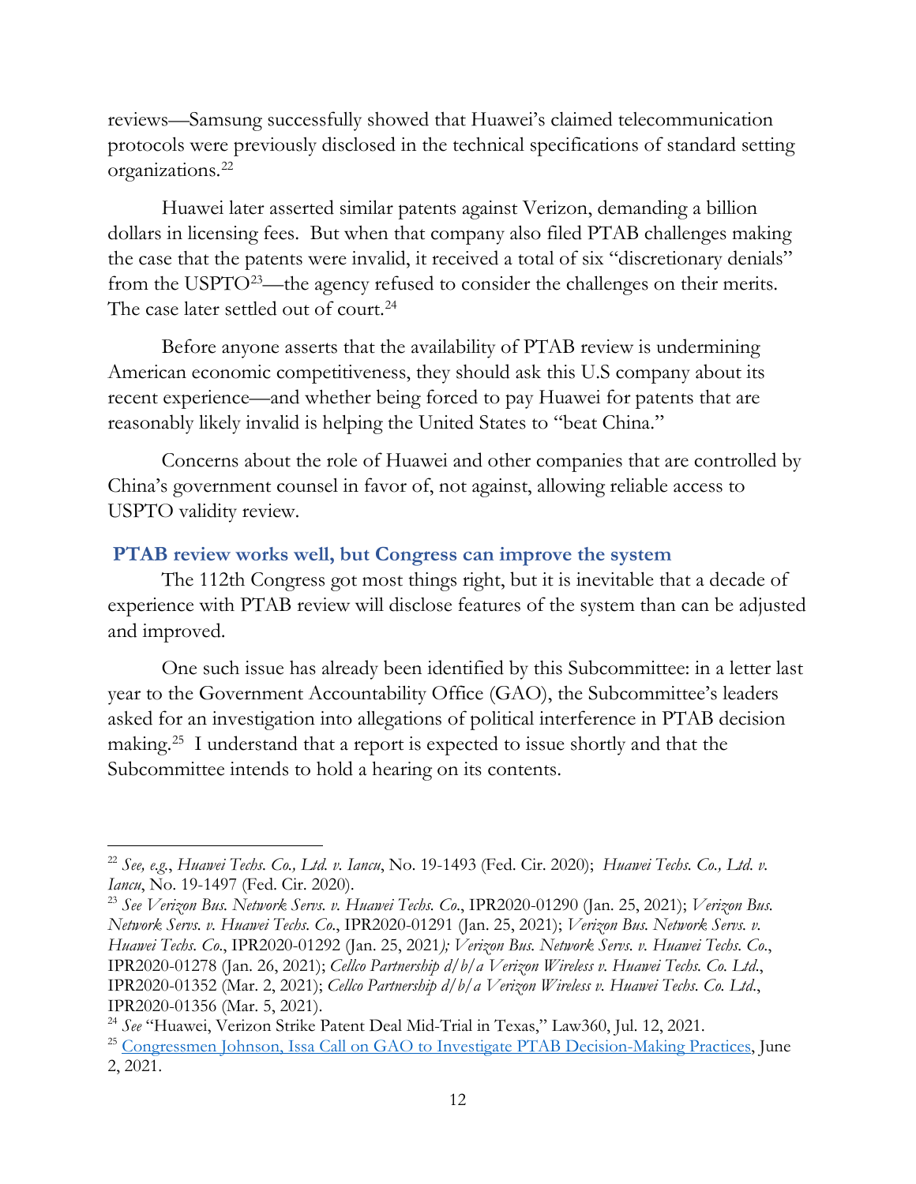reviews—Samsung successfully showed that Huawei's claimed telecommunication protocols were previously disclosed in the technical specifications of standard setting organizations.[22]

Huawei later asserted similar patents against Verizon, demanding a billion dollars in licensing fees. But when that company also filed PTAB challenges making the case that the patents were invalid, it received a total of six "discretionary denials" from the USPTO[23]—the agency refused to consider the challenges on their merits. The case later settled out of court.[24]

Before anyone asserts that the availability of PTAB review is undermining American economic competitiveness, they should ask this U.S company about its recent experience—and whether being forced to pay Huawei for patents that are reasonably likely invalid is helping the United States to "beat China."

Concerns about the role of Huawei and other companies that are controlled by China's government counsel in favor of, not against, allowing reliable access to USPTO validity review.

## PTAB review works well, but Congress can improve the system

The 112th Congress got most things right, but it is inevitable that a decade of experience with PTAB review will disclose features of the system than can be adjusted and improved.

One such issue has already been identified by this Subcommittee: in a letter last year to the Government Accountability Office (GAO), the Subcommittee's leaders asked for an investigation into allegations of political interference in PTAB decision making.[25] I understand that a report is expected to issue shortly and that the Subcommittee intends to hold a hearing on its contents.

---

[22] *See, e.g.*, *Huawei Techs. Co., Ltd. v. Iancu*, No. 19-1493 (Fed. Cir. 2020); *Huawei Techs. Co., Ltd. v. Iancu*, No. 19-1497 (Fed. Cir. 2020).

[23] *See Verizon Bus. Network Servs. v. Huawei Techs. Co.*, IPR2020-01290 (Jan. 25, 2021); *Verizon Bus. Network Servs. v. Huawei Techs. Co.*, IPR2020-01291 (Jan. 25, 2021); *Verizon Bus. Network Servs. v. Huawei Techs. Co.*, IPR2020-01292 (Jan. 25, 2021); *Verizon Bus. Network Servs. v. Huawei Techs. Co.*, IPR2020-01278 (Jan. 26, 2021); *Cellco Partnership d/b/a Verizon Wireless v. Huawei Techs. Co. Ltd.*, IPR2020-01352 (Mar. 2, 2021); *Cellco Partnership d/b/a Verizon Wireless v. Huawei Techs. Co. Ltd.*, IPR2020-01356 (Mar. 5, 2021).

[24] *See* "Huawei, Verizon Strike Patent Deal Mid-Trial in Texas," Law360, Jul. 12, 2021.

[25] Congressmen Johnson, Issa Call on GAO to Investigate PTAB Decision-Making Practices, June 2, 2021.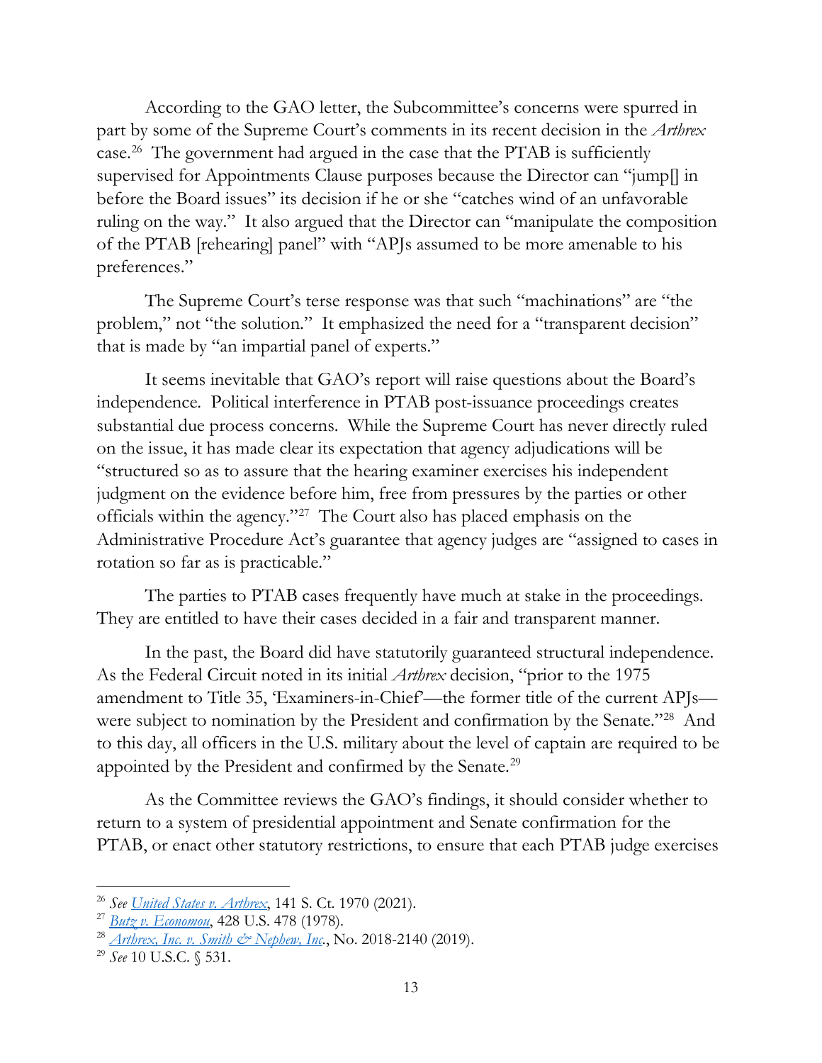According to the GAO letter, the Subcommittee's concerns were spurred in part by some of the Supreme Court's comments in its recent decision in the *Arthrex* case.[26] The government had argued in the case that the PTAB is sufficiently supervised for Appointments Clause purposes because the Director can "jump[] in before the Board issues" its decision if he or she "catches wind of an unfavorable ruling on the way." It also argued that the Director can "manipulate the composition of the PTAB [rehearing] panel" with "APJs assumed to be more amenable to his preferences."

The Supreme Court's terse response was that such "machinations" are "the problem," not "the solution." It emphasized the need for a "transparent decision" that is made by "an impartial panel of experts."

It seems inevitable that GAO's report will raise questions about the Board's independence. Political interference in PTAB post-issuance proceedings creates substantial due process concerns. While the Supreme Court has never directly ruled on the issue, it has made clear its expectation that agency adjudications will be "structured so as to assure that the hearing examiner exercises his independent judgment on the evidence before him, free from pressures by the parties or other officials within the agency."[27] The Court also has placed emphasis on the Administrative Procedure Act's guarantee that agency judges are "assigned to cases in rotation so far as is practicable."

The parties to PTAB cases frequently have much at stake in the proceedings. They are entitled to have their cases decided in a fair and transparent manner.

In the past, the Board did have statutorily guaranteed structural independence. As the Federal Circuit noted in its initial *Arthrex* decision, "prior to the 1975 amendment to Title 35, 'Examiners-in-Chief'—the former title of the current APJs—were subject to nomination by the President and confirmation by the Senate."[28] And to this day, all officers in the U.S. military about the level of captain are required to be appointed by the President and confirmed by the Senate.[29]

As the Committee reviews the GAO's findings, it should consider whether to return to a system of presidential appointment and Senate confirmation for the PTAB, or enact other statutory restrictions, to ensure that each PTAB judge exercises

---

[26] *See* [*United States v. Arthrex*](), 141 S. Ct. 1970 (2021).

[27] [*Butz v. Economou*](), 428 U.S. 478 (1978).

[28] [*Arthrex, Inc. v. Smith & Nephew, Inc.*](), No. 2018-2140 (2019).

[29] *See* 10 U.S.C. § 531.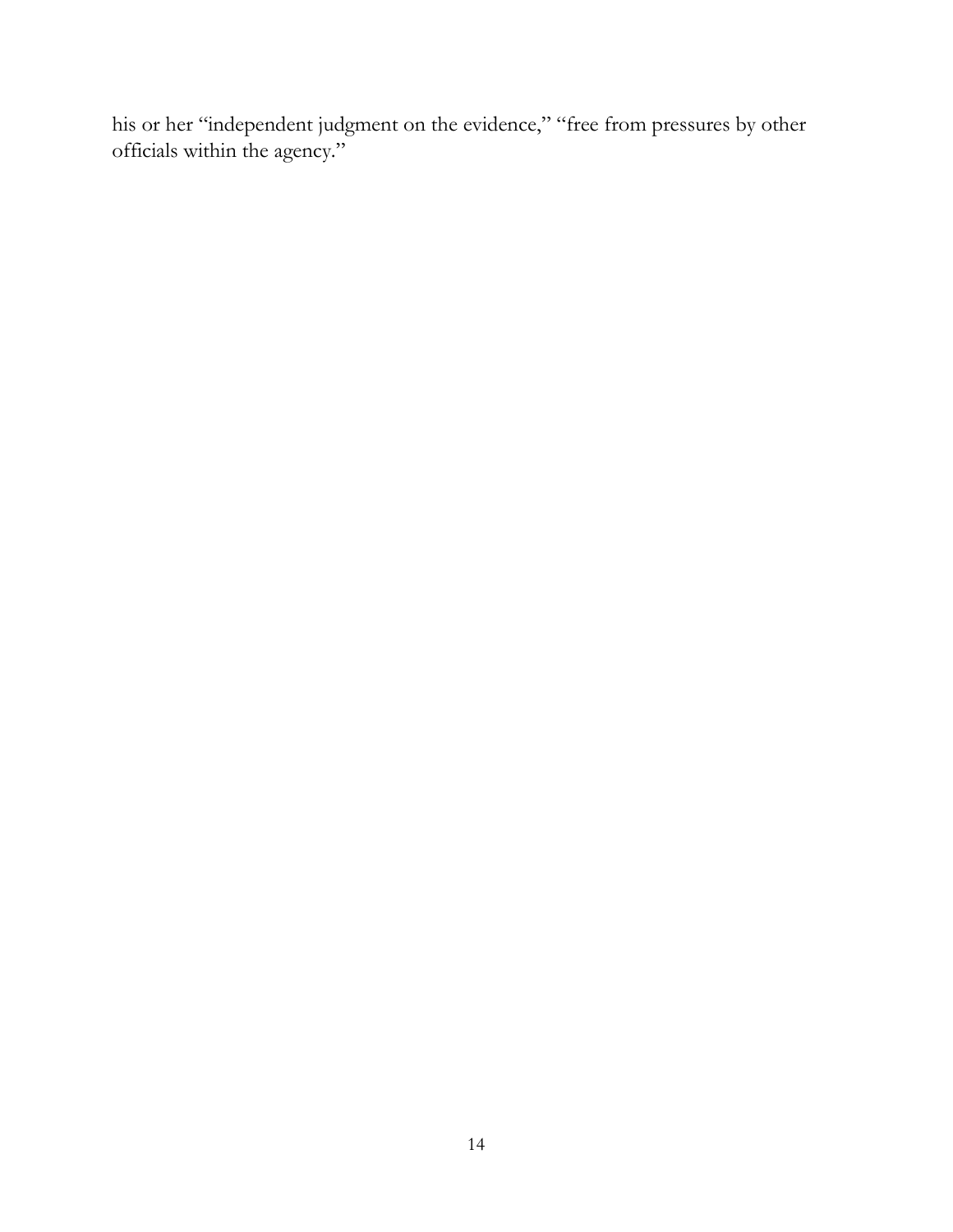his or her "independent judgment on the evidence," "free from pressures by other officials within the agency."